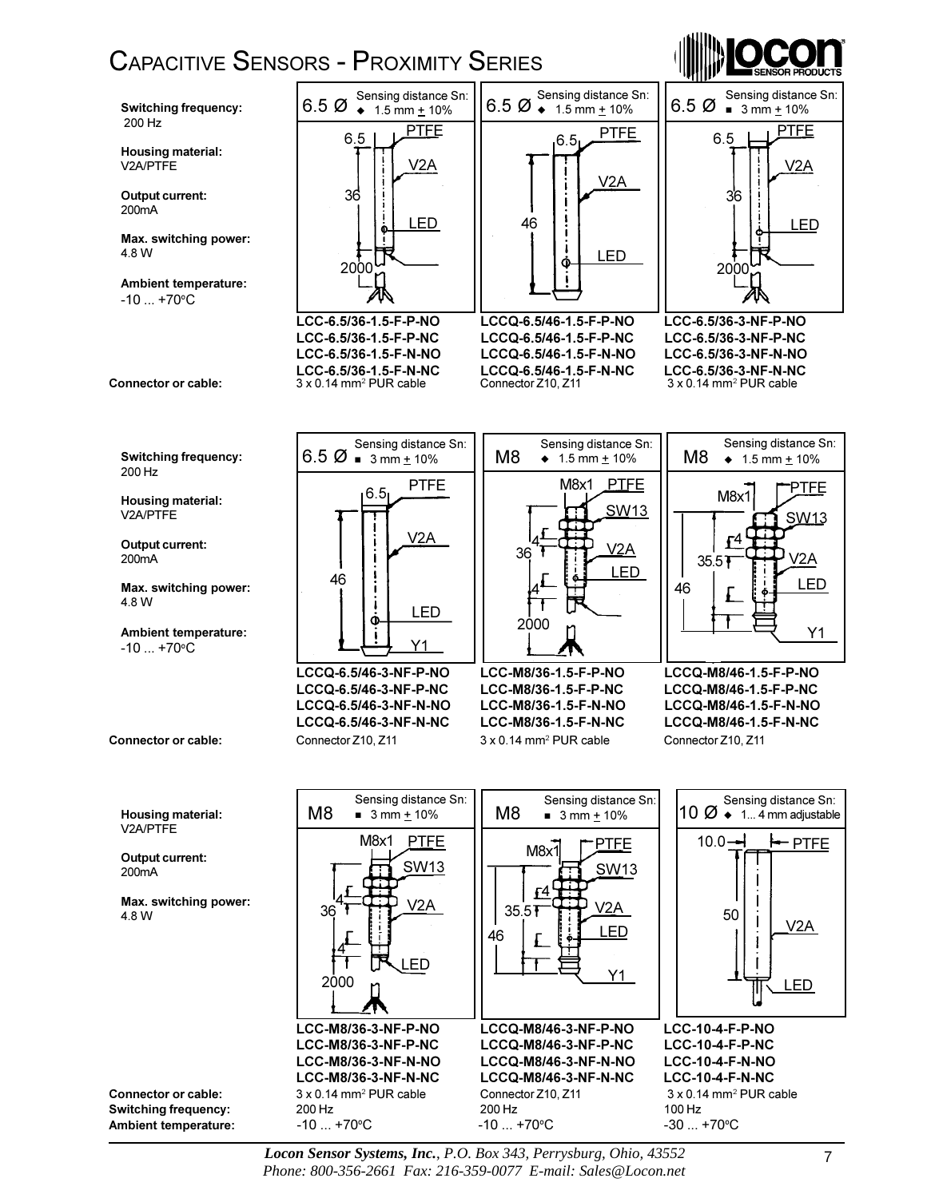# Capacitive Sensors - Proximity Series

**Switching frequency:** 200 Hz

**Housing material:** V2A/PTFE

**Output current:** 200mA

**Max. switching power:** 4.8 W

**Ambient temperature:** -10 ... +70°C

| | 6.5 Ø — Sensing distance Sn: ◆ 1.5 mm ± 10% | 6.5 Ø — Sensing distance Sn: ◆ 1.5 mm ± 10% | 6.5 Ø — Sensing distance Sn: ■ 3 mm ± 10% |
|---|---|---|---|
| Dimensions | 6.5 / 36 / 2000, PTFE, V2A, LED | 6.5 / 46, PTFE, V2A, LED | 6.5 / 36 / 2000, PTFE, V2A, LED |
| Models | **LCC-6.5/36-1.5-F-P-NO**<br>**LCC-6.5/36-1.5-F-P-NC**<br>**LCC-6.5/36-1.5-F-N-NO**<br>**LCC-6.5/36-1.5-F-N-NC** | **LCCQ-6.5/46-1.5-F-P-NO**<br>**LCCQ-6.5/46-1.5-F-P-NC**<br>**LCCQ-6.5/46-1.5-F-N-NO**<br>**LCCQ-6.5/46-1.5-F-N-NC** | **LCC-6.5/36-3-NF-P-NO**<br>**LCC-6.5/36-3-NF-P-NC**<br>**LCC-6.5/36-3-NF-N-NO**<br>**LCC-6.5/36-3-NF-N-NC** |
| **Connector or cable:** | 3 x 0.14 mm² PUR cable | Connector Z10, Z11 | 3 x 0.14 mm² PUR cable |

**Switching frequency:** 200 Hz

**Housing material:** V2A/PTFE

**Output current:** 200mA

**Max. switching power:** 4.8 W

**Ambient temperature:** -10 ... +70°C

| | 6.5 Ø — Sensing distance Sn: ■ 3 mm ± 10% | M8 — Sensing distance Sn: ◆ 1.5 mm ± 10% | M8 — Sensing distance Sn: ◆ 1.5 mm ± 10% |
|---|---|---|---|
| Dimensions | 6.5 / 46, PTFE, V2A, LED, Y1 | M8x1 / 36 / 4 / 4 / 2000, PTFE, SW13, V2A, LED | M8x1 / 35.5 / 46 / 4, PTFE, SW13, V2A, LED, Y1 |
| Models | **LCCQ-6.5/46-3-NF-P-NO**<br>**LCCQ-6.5/46-3-NF-P-NC**<br>**LCCQ-6.5/46-3-NF-N-NO**<br>**LCCQ-6.5/46-3-NF-N-NC** | **LCC-M8/36-1.5-F-P-NO**<br>**LCC-M8/36-1.5-F-P-NC**<br>**LCC-M8/36-1.5-F-N-NO**<br>**LCC-M8/36-1.5-F-N-NC** | **LCCQ-M8/46-1.5-F-P-NO**<br>**LCCQ-M8/46-1.5-F-P-NC**<br>**LCCQ-M8/46-1.5-F-N-NO**<br>**LCCQ-M8/46-1.5-F-N-NC** |
| **Connector or cable:** | Connector Z10, Z11 | 3 x 0.14 mm² PUR cable | Connector Z10, Z11 |

**Housing material:** V2A/PTFE

**Output current:** 200mA

**Max. switching power:** 4.8 W

| | M8 — Sensing distance Sn: ■ 3 mm ± 10% | M8 — Sensing distance Sn: ■ 3 mm ± 10% | 10 Ø — Sensing distance Sn: ◆ 1... 4 mm adjustable |
|---|---|---|---|
| Dimensions | M8x1 / 36 / 4 / 4 / 2000, PTFE, SW13, V2A, LED | M8x1 / 35.5 / 46 / 4, PTFE, SW13, V2A, LED, Y1 | 10.0 / 50, PTFE, V2A, LED |
| Models | **LCC-M8/36-3-NF-P-NO**<br>**LCC-M8/36-3-NF-P-NC**<br>**LCC-M8/36-3-NF-N-NO**<br>**LCC-M8/36-3-NF-N-NC** | **LCCQ-M8/46-3-NF-P-NO**<br>**LCCQ-M8/46-3-NF-P-NC**<br>**LCCQ-M8/46-3-NF-N-NO**<br>**LCCQ-M8/46-3-NF-N-NC** | **LCC-10-4-F-P-NO**<br>**LCC-10-4-F-P-NC**<br>**LCC-10-4-F-N-NO**<br>**LCC-10-4-F-N-NC** |
| **Connector or cable:** | 3 x 0.14 mm² PUR cable | Connector Z10, Z11 | 3 x 0.14 mm² PUR cable |
| **Switching frequency:** | 200 Hz | 200 Hz | 100 Hz |
| **Ambient temperature:** | -10 ... +70°C | -10 ... +70°C | -30 ... +70°C |

*Locon Sensor Systems, Inc., P.O. Box 343, Perrysburg, Ohio, 43552*
*Phone: 800-356-2661 Fax: 216-359-0077 E-mail: Sales@Locon.net*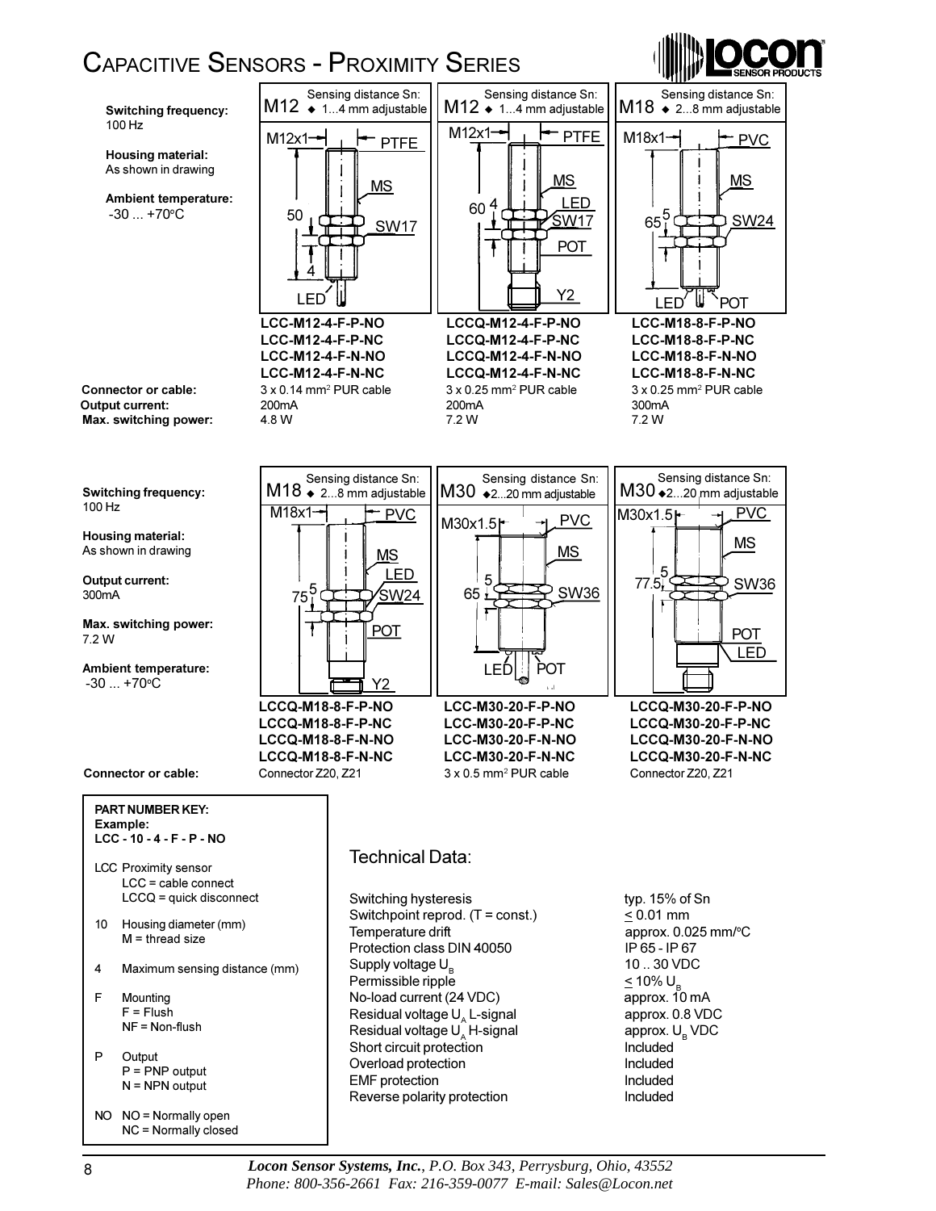# Capacitive Sensors - Proximity Series

**Switching frequency:**
100 Hz

**Housing material:**
As shown in drawing

**Ambient temperature:**
-30 ... +70°C

| | M12 ◆ Sensing distance Sn: 1...4 mm adjustable | M12 ◆ Sensing distance Sn: 1...4 mm adjustable | M18 ◆ Sensing distance Sn: 2...8 mm adjustable |
|---|---|---|---|
| Drawing labels | M12x1, PTFE, MS, SW17, 50, 4, LED | M12x1, PTFE, MS, LED, SW17, POT, 60, 4, Y2 | M18x1, PVC, MS, SW24, 65, 5, LED, POT |
| Part numbers | LCC-M12-4-F-P-NO<br>LCC-M12-4-F-P-NC<br>LCC-M12-4-F-N-NO<br>LCC-M12-4-F-N-NC | LCCQ-M12-4-F-P-NO<br>LCCQ-M12-4-F-P-NC<br>LCCQ-M12-4-F-N-NO<br>LCCQ-M12-4-F-N-NC | LCC-M18-8-F-P-NO<br>LCC-M18-8-F-P-NC<br>LCC-M18-8-F-N-NO<br>LCC-M18-8-F-N-NC |
| **Connector or cable:** | 3 x 0.14 mm² PUR cable | 3 x 0.25 mm² PUR cable | 3 x 0.25 mm² PUR cable |
| **Output current:** | 200mA | 200mA | 300mA |
| **Max. switching power:** | 4.8 W | 7.2 W | 7.2 W |

**Switching frequency:**
100 Hz

**Housing material:**
As shown in drawing

**Output current:**
300mA

**Max. switching power:**
7.2 W

**Ambient temperature:**
-30 ... +70°C

| | M18 ◆ Sensing distance Sn: 2...8 mm adjustable | M30 ◆ Sensing distance Sn: 2...20 mm adjustable | M30 ◆ Sensing distance Sn: 2...20 mm adjustable |
|---|---|---|---|
| Drawing labels | M18x1, PVC, MS, LED, SW24, POT, 75, 5, Y2 | M30x1.5, PVC, MS, SW36, 65, 5, LED, POT | M30x1.5, PVC, MS, SW36, 77.5, 5, POT, LED |
| Part numbers | LCCQ-M18-8-F-P-NO<br>LCCQ-M18-8-F-P-NC<br>LCCQ-M18-8-F-N-NO<br>LCCQ-M18-8-F-N-NC | LCC-M30-20-F-P-NO<br>LCC-M30-20-F-P-NC<br>LCC-M30-20-F-N-NO<br>LCC-M30-20-F-N-NC | LCCQ-M30-20-F-P-NO<br>LCCQ-M30-20-F-P-NC<br>LCCQ-M30-20-F-N-NO<br>LCCQ-M30-20-F-N-NC |
| **Connector or cable:** | Connector Z20, Z21 | 3 x 0.5 mm² PUR cable | Connector Z20, Z21 |

**PART NUMBER KEY:**
**Example:**
**LCC - 10 - 4 - F - P - NO**

- LCC Proximity sensor
  - LCC = cable connect
  - LCCQ = quick disconnect
- 10 Housing diameter (mm)
  - M = thread size
- 4 Maximum sensing distance (mm)
- F Mounting
  - F = Flush
  - NF = Non-flush
- P Output
  - P = PNP output
  - N = NPN output
- NO NO = Normally open
  - NC = Normally closed

## Technical Data:

| | |
|---|---|
| Switching hysteresis | typ. 15% of Sn |
| Switchpoint reprod. (T = const.) | ≤ 0.01 mm |
| Temperature drift | approx. 0.025 mm/°C |
| Protection class DIN 40050 | IP 65 - IP 67 |
| Supply voltage $U_B$ | 10 .. 30 VDC |
| Permissible ripple | ≤ 10% $U_B$ |
| No-load current (24 VDC) | approx. 10 mA |
| Residual voltage $U_A$ L-signal | approx. 0.8 VDC |
| Residual voltage $U_A$ H-signal | approx. $U_B$ VDC |
| Short circuit protection | Included |
| Overload protection | Included |
| EMF protection | Included |
| Reverse polarity protection | Included |

*Locon Sensor Systems, Inc., P.O. Box 343, Perrysburg, Ohio, 43552*
*Phone: 800-356-2661 Fax: 216-359-0077 E-mail: Sales@Locon.net*